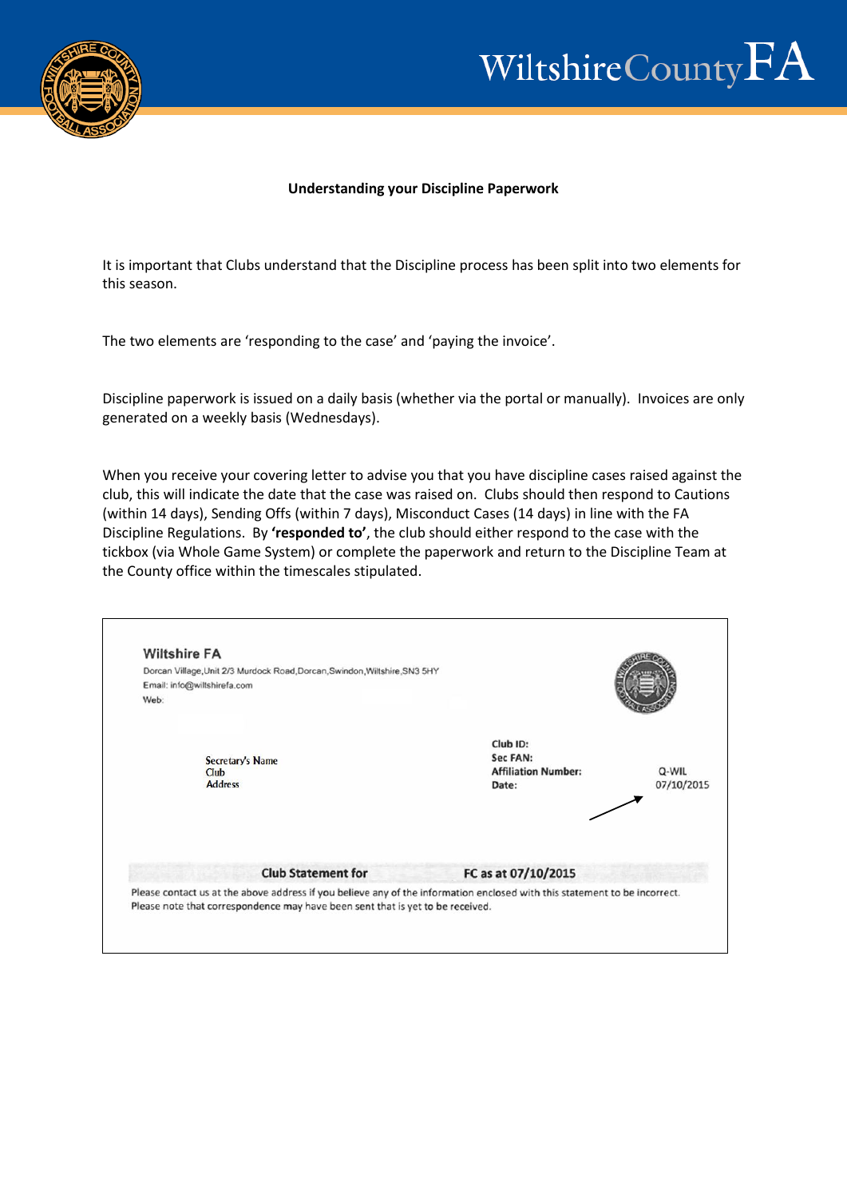WiltshireCountyFA

**Understanding your Discipline Paperwork**

It is important that Clubs understand that the Discipline process has been split into two elements for this season.

The two elements are 'responding to the case' and 'paying the invoice'.

Discipline paperwork is issued on a daily basis (whether via the portal or manually). Invoices are only generated on a weekly basis (Wednesdays).

When you receive your covering letter to advise you that you have discipline cases raised against the club, this will indicate the date that the case was raised on. Clubs should then respond to Cautions (within 14 days), Sending Offs (within 7 days), Misconduct Cases (14 days) in line with the FA Discipline Regulations. By **'responded to'**, the club should either respond to the case with the tickbox (via Whole Game System) or complete the paperwork and return to the Discipline Team at the County office within the timescales stipulated.

---

**Wiltshire FA**

Dorcan Village, Unit 2/3 Murdock Road, Dorcan, Swindon, Wiltshire, SN3 5HY

Email: info@wiltshirefa.com

Web:

Secretary's Name
Club
Address

**Club ID:**
**Sec FAN:**
**Affiliation Number:** Q-WIL
**Date:** 07/10/2015

**Club Statement for FC as at 07/10/2015**

Please contact us at the above address if you believe any of the information enclosed with this statement to be incorrect.
Please note that correspondence may have been sent that is yet to be received.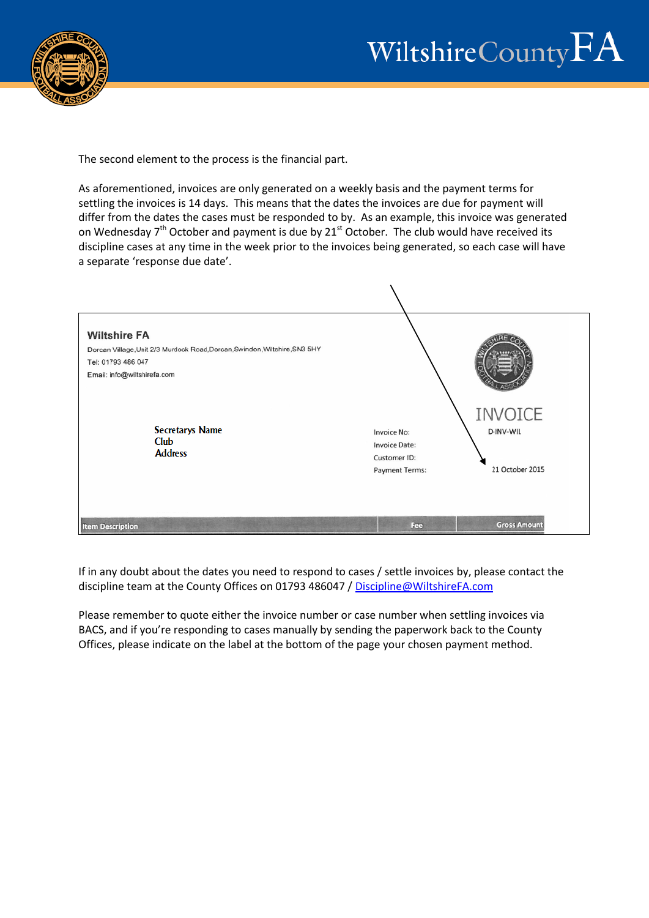The second element to the process is the financial part.

As aforementioned, invoices are only generated on a weekly basis and the payment terms for settling the invoices is 14 days. This means that the dates the invoices are due for payment will differ from the dates the cases must be responded to by. As an example, this invoice was generated on Wednesday 7th October and payment is due by 21st October. The club would have received its discipline cases at any time in the week prior to the invoices being generated, so each case will have a separate 'response due date'.

**Wiltshire FA**
Dorcan Village,Unit 2/3 Murdock Road,Dorcan,Swindon,Wiltshire,SN3 5HY
Tel: 01793 486 047
Email: info@wiltshirefa.com

INVOICE

Secretarys Name
Club
Address

Invoice No: D-INV-WIL
Invoice Date:
Customer ID:
Payment Terms: 21 October 2015

| Item Description | Fee | Gross Amount |
|---|---|---|

If in any doubt about the dates you need to respond to cases / settle invoices by, please contact the discipline team at the County Offices on 01793 486047 / Discipline@WiltshireFA.com

Please remember to quote either the invoice number or case number when settling invoices via BACS, and if you're responding to cases manually by sending the paperwork back to the County Offices, please indicate on the label at the bottom of the page your chosen payment method.